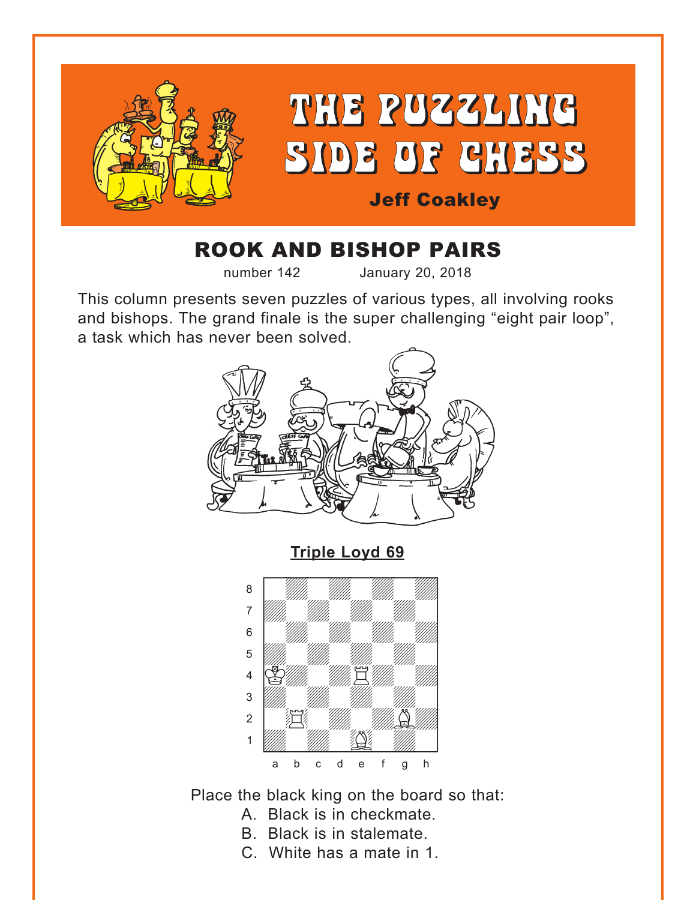# THE PUZZLING SIDE OF CHESS

Jeff Coakley

## ROOK AND BISHOP PAIRS

number 142 January 20, 2018

This column presents seven puzzles of various types, all involving rooks and bishops. The grand finale is the super challenging "eight pair loop", a task which has never been solved.

### Triple Loyd 69

Place the black king on the board so that:

A. Black is in checkmate.
B. Black is in stalemate.
C. White has a mate in 1.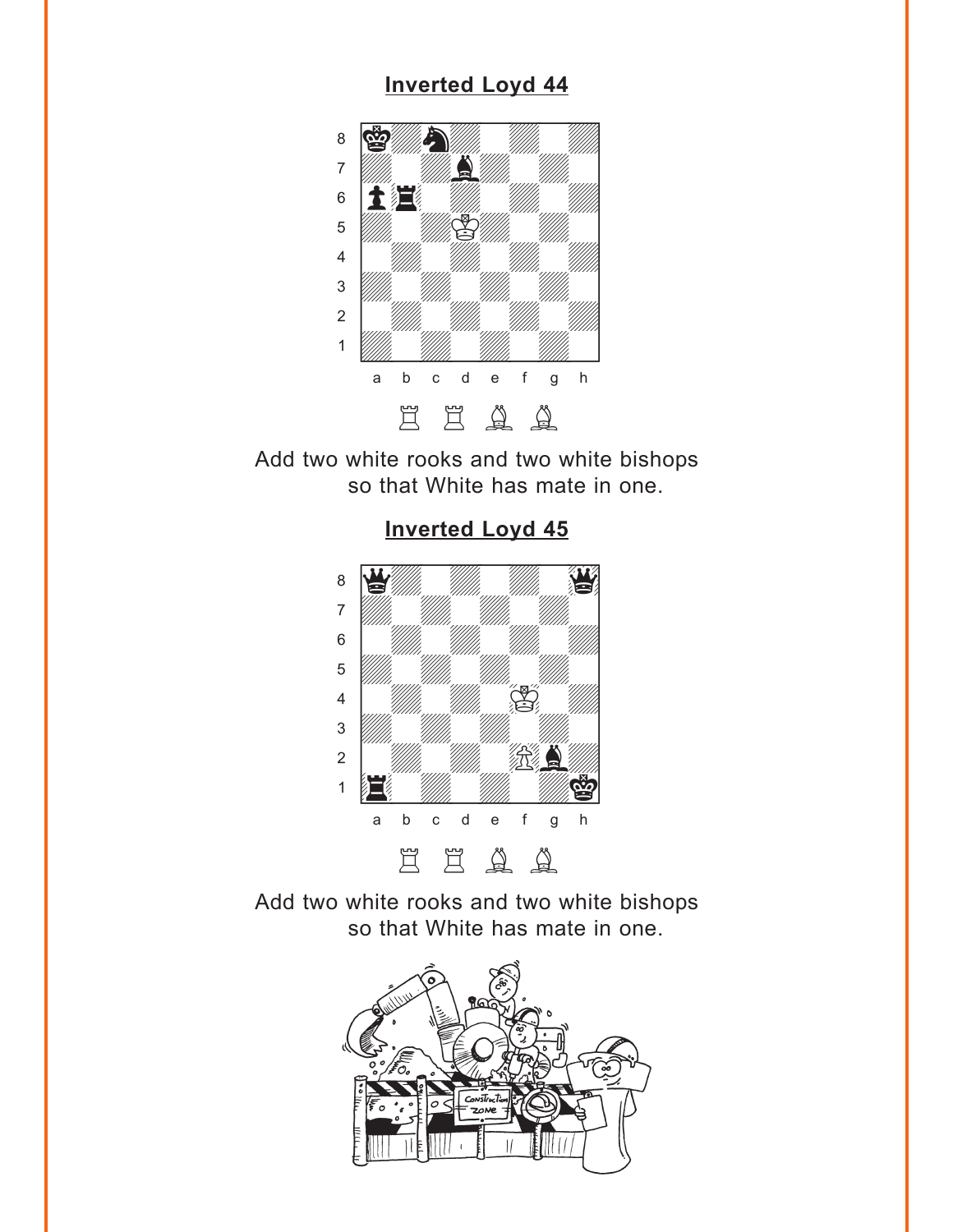## Inverted Loyd 44

Add two white rooks and two white bishops so that White has mate in one.

## Inverted Loyd 45

Add two white rooks and two white bishops so that White has mate in one.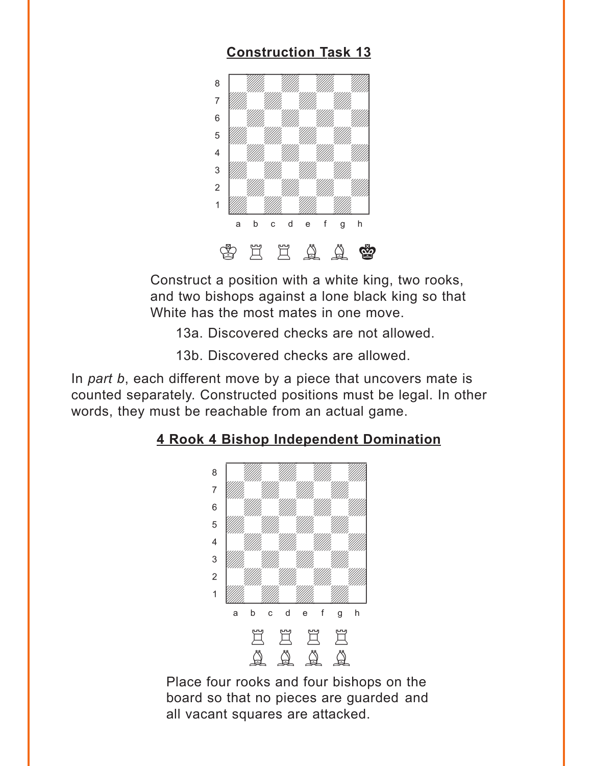## Construction Task 13

Construct a position with a white king, two rooks, and two bishops against a lone black king so that White has the most mates in one move.

13a. Discovered checks are not allowed.

13b. Discovered checks are allowed.

In *part b*, each different move by a piece that uncovers mate is counted separately. Constructed positions must be legal. In other words, they must be reachable from an actual game.

## 4 Rook 4 Bishop Independent Domination

Place four rooks and four bishops on the board so that no pieces are guarded and all vacant squares are attacked.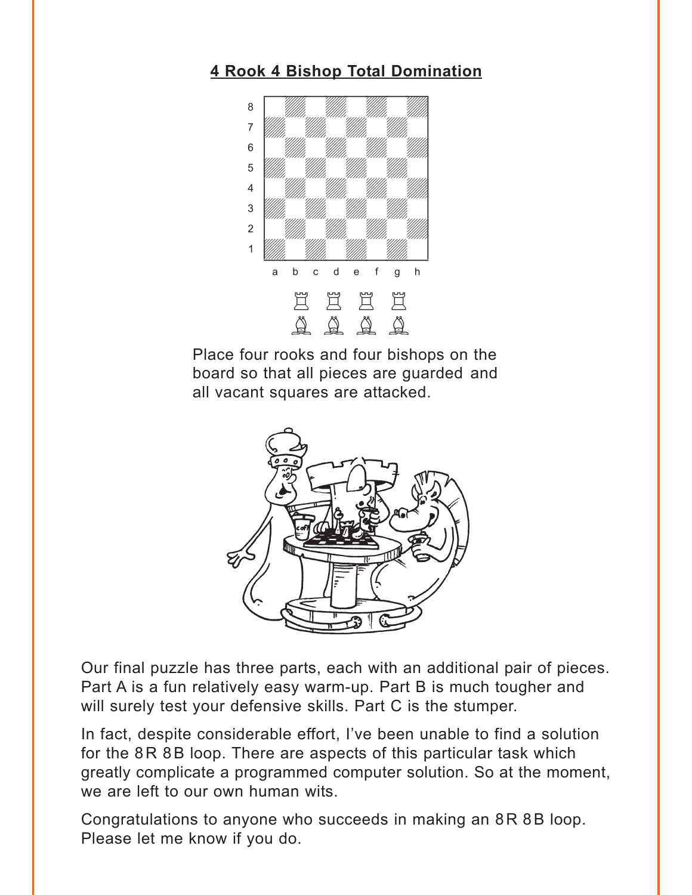## 4 Rook 4 Bishop Total Domination

8
7
6
5
4
3
2
1
a b c d e f g h

♖ ♖ ♖ ♖
♗ ♗ ♗ ♗

Place four rooks and four bishops on the board so that all pieces are guarded and all vacant squares are attacked.

Our final puzzle has three parts, each with an additional pair of pieces. Part A is a fun relatively easy warm-up. Part B is much tougher and will surely test your defensive skills. Part C is the stumper.

In fact, despite considerable effort, I've been unable to find a solution for the 8R 8B loop. There are aspects of this particular task which greatly complicate a programmed computer solution. So at the moment, we are left to our own human wits.

Congratulations to anyone who succeeds in making an 8R 8B loop. Please let me know if you do.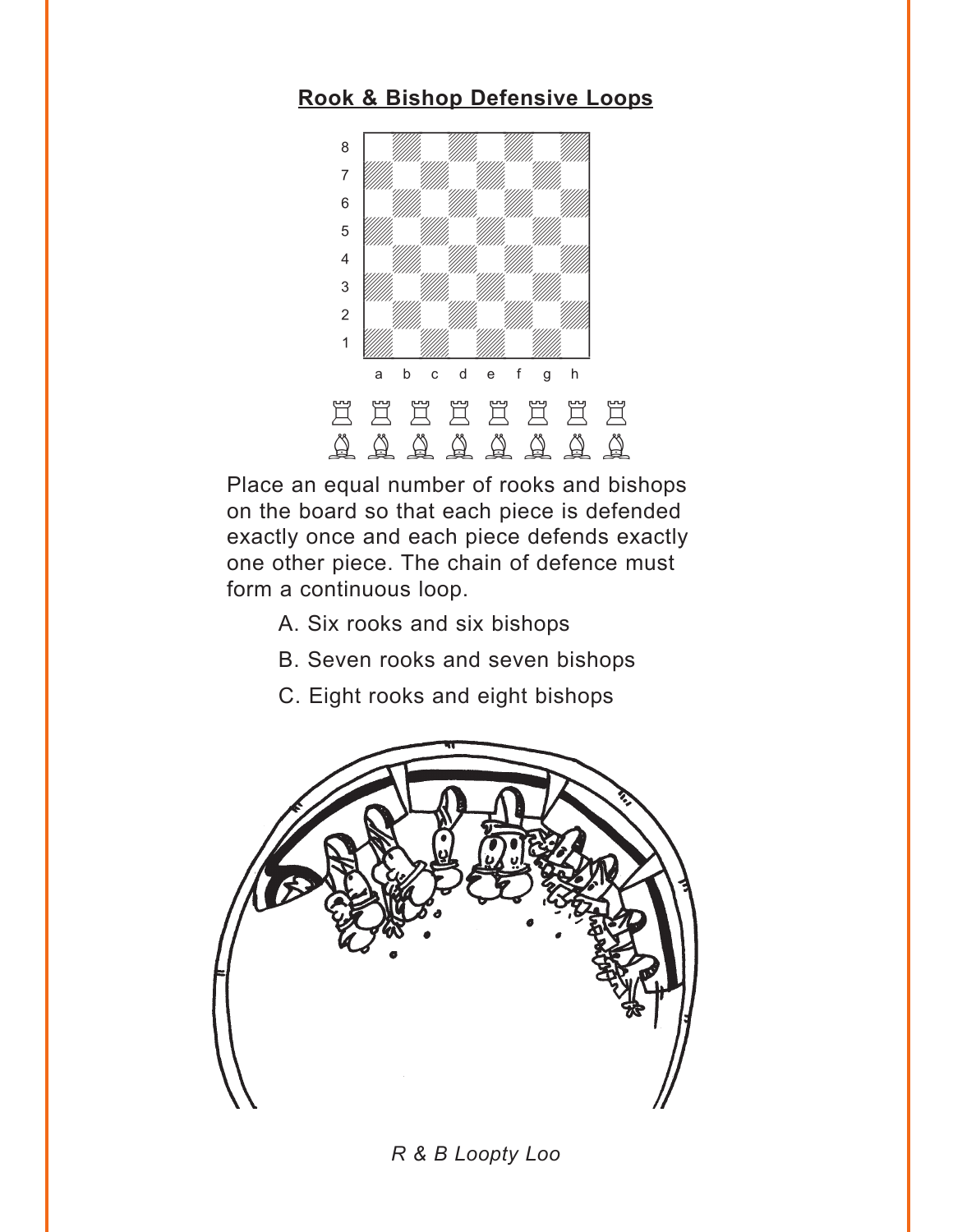## Rook & Bishop Defensive Loops

Place an equal number of rooks and bishops on the board so that each piece is defended exactly once and each piece defends exactly one other piece. The chain of defence must form a continuous loop.

A. Six rooks and six bishops

B. Seven rooks and seven bishops

C. Eight rooks and eight bishops

*R & B Loopty Loo*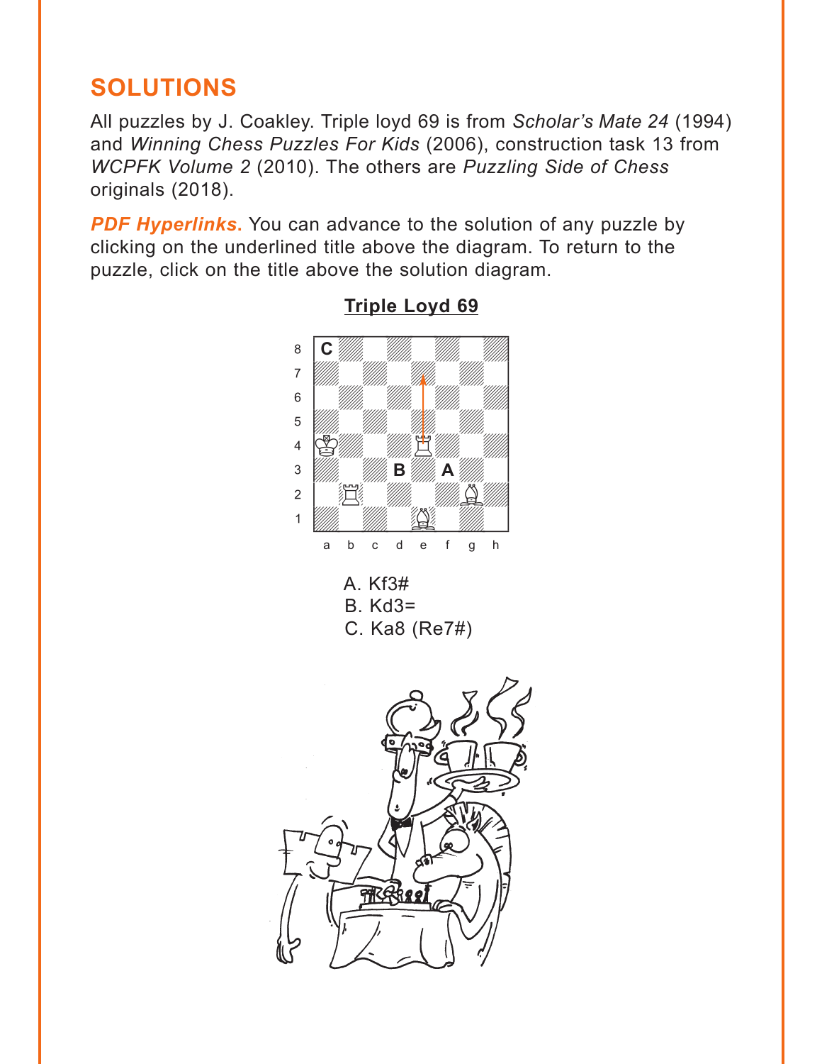## SOLUTIONS

All puzzles by J. Coakley. Triple loyd 69 is from *Scholar's Mate 24* (1994) and *Winning Chess Puzzles For Kids* (2006), construction task 13 from *WCPFK Volume 2* (2010). The others are *Puzzling Side of Chess* originals (2018).

***PDF Hyperlinks.*** You can advance to the solution of any puzzle by clicking on the underlined title above the diagram. To return to the puzzle, click on the title above the solution diagram.

### Triple Loyd 69

A. Kf3#
B. Kd3=
C. Ka8 (Re7#)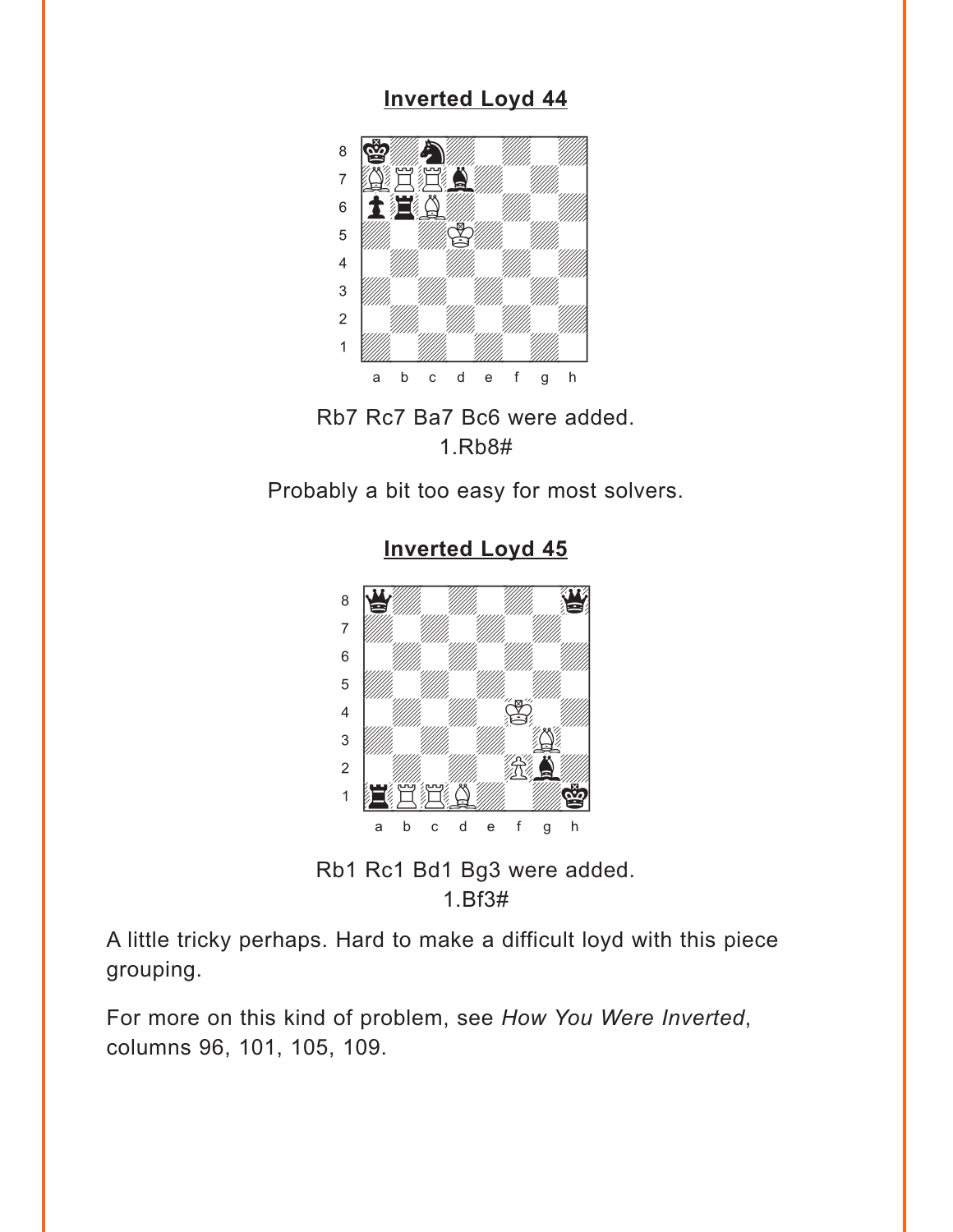## Inverted Loyd 44

Rb7 Rc7 Ba7 Bc6 were added.
1.Rb8#

Probably a bit too easy for most solvers.

## Inverted Loyd 45

Rb1 Rc1 Bd1 Bg3 were added.
1.Bf3#

A little tricky perhaps. Hard to make a difficult loyd with this piece grouping.

For more on this kind of problem, see *How You Were Inverted*, columns 96, 101, 105, 109.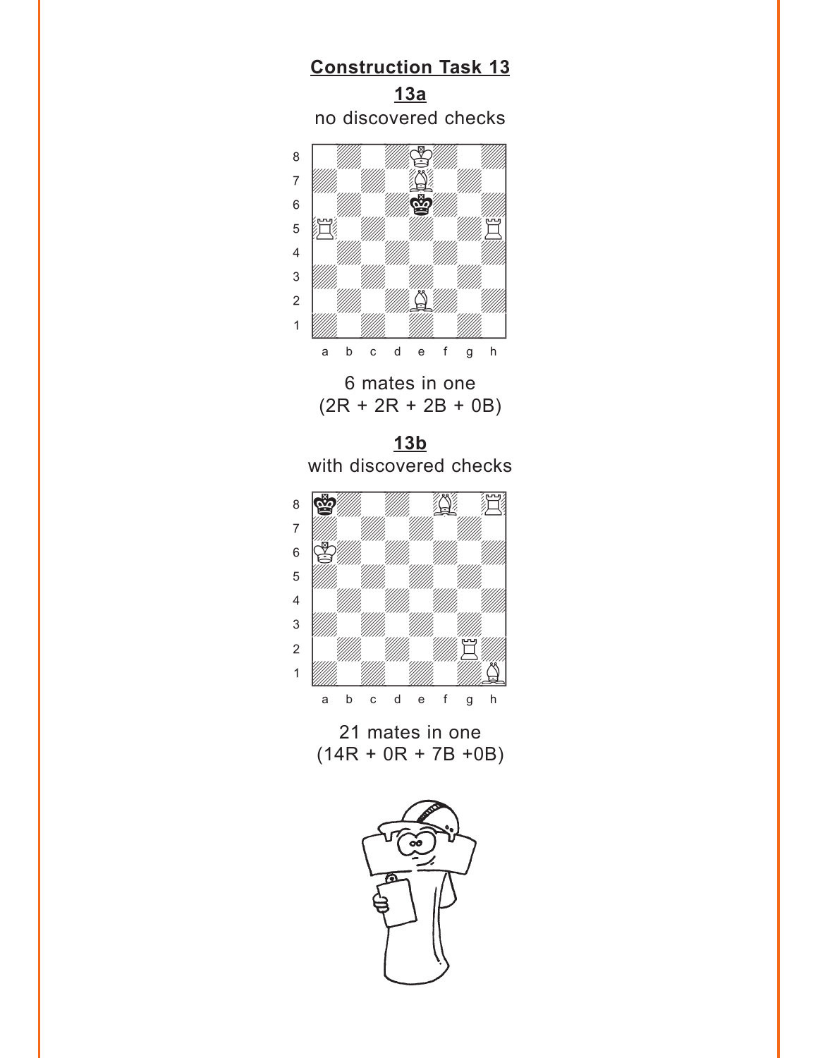## Construction Task 13

### 13a

no discovered checks

6 mates in one

(2R + 2R + 2B + 0B)

### 13b

with discovered checks

21 mates in one

(14R + 0R + 7B +0B)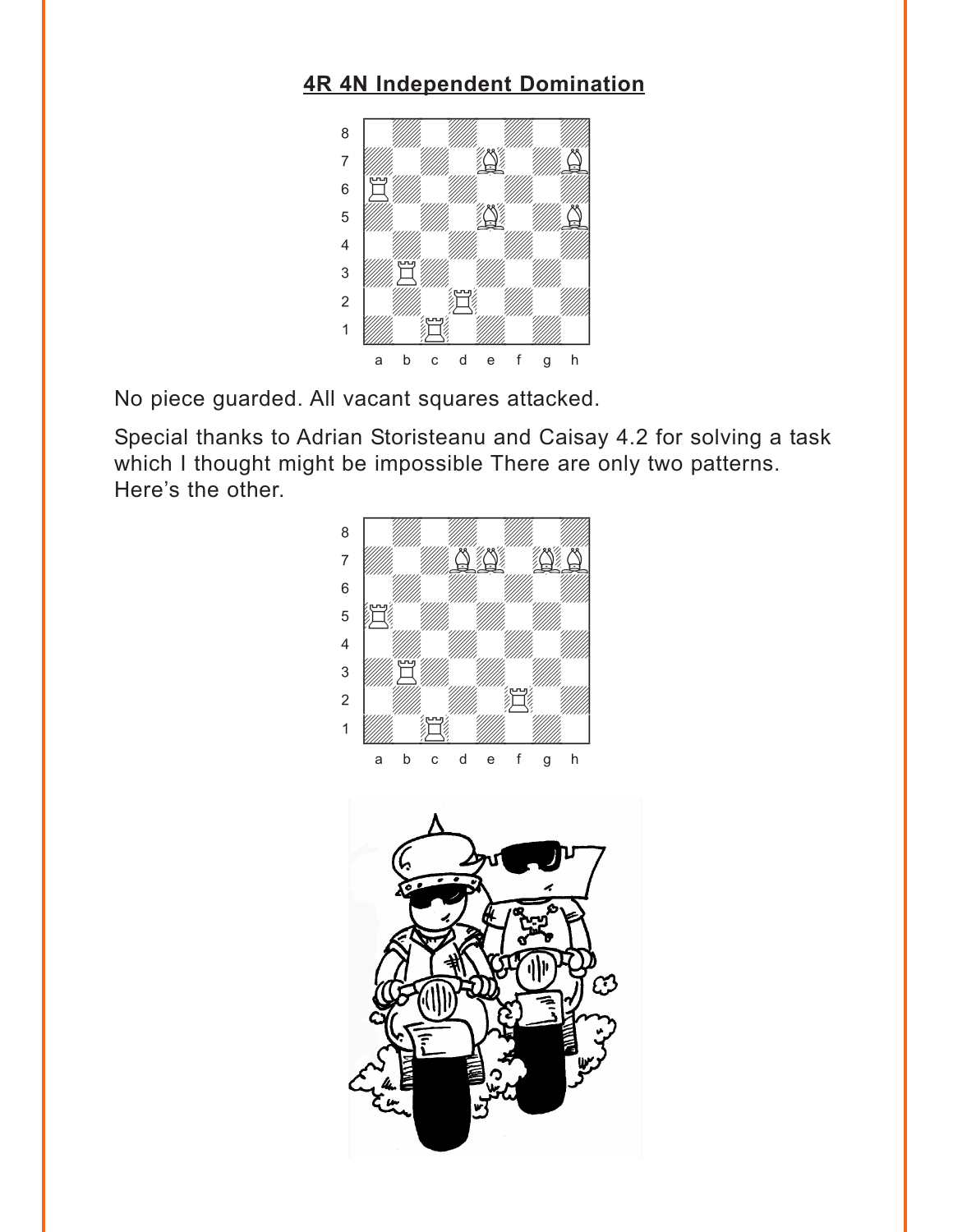## 4R 4N Independent Domination

No piece guarded. All vacant squares attacked.

Special thanks to Adrian Storisteanu and Caisay 4.2 for solving a task which I thought might be impossible There are only two patterns. Here's the other.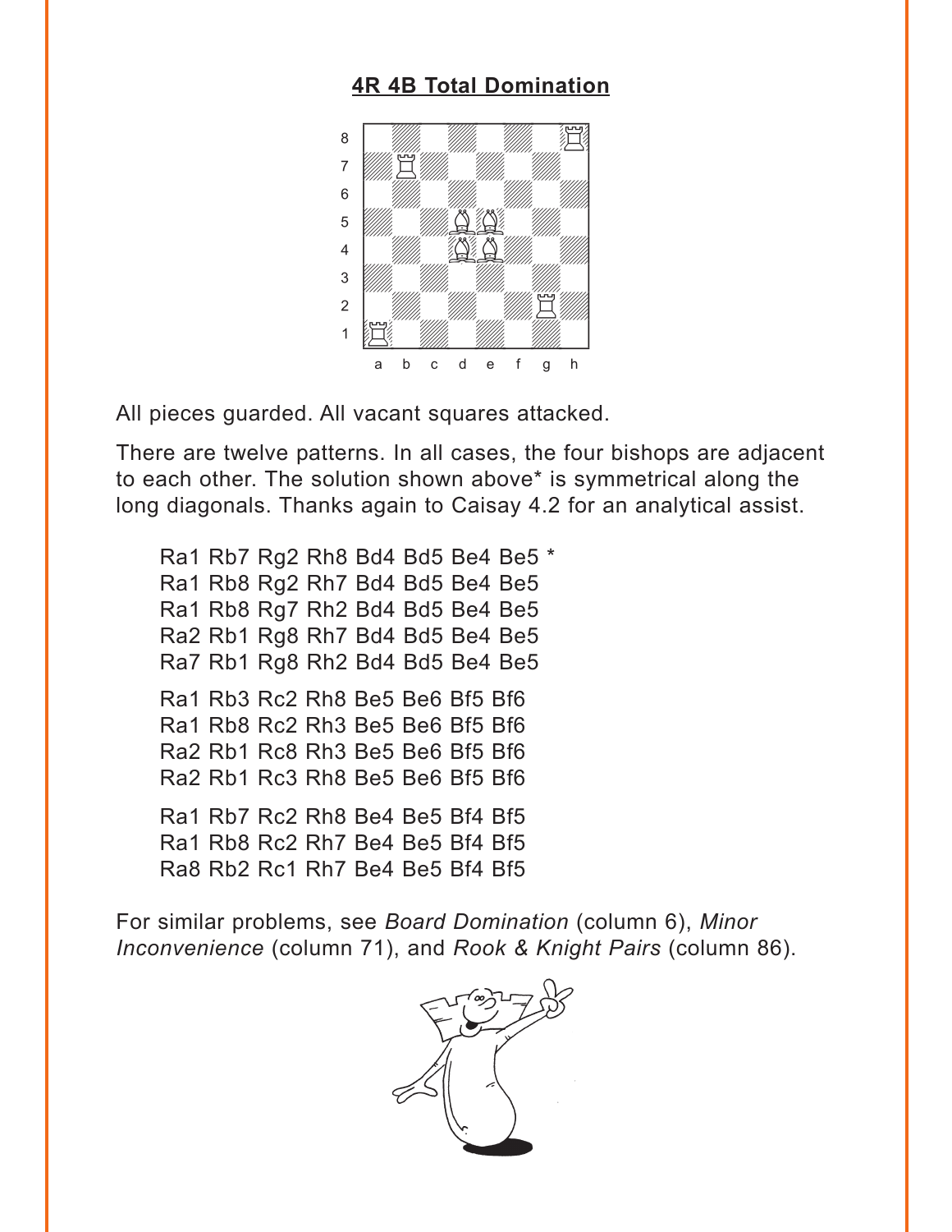## 4R 4B Total Domination

All pieces guarded. All vacant squares attacked.

There are twelve patterns. In all cases, the four bishops are adjacent to each other. The solution shown above* is symmetrical along the long diagonals. Thanks again to Caisay 4.2 for an analytical assist.

Ra1 Rb7 Rg2 Rh8 Bd4 Bd5 Be4 Be5 *
Ra1 Rb8 Rg2 Rh7 Bd4 Bd5 Be4 Be5
Ra1 Rb8 Rg7 Rh2 Bd4 Bd5 Be4 Be5
Ra2 Rb1 Rg8 Rh7 Bd4 Bd5 Be4 Be5
Ra7 Rb1 Rg8 Rh2 Bd4 Bd5 Be4 Be5

Ra1 Rb3 Rc2 Rh8 Be5 Be6 Bf5 Bf6
Ra1 Rb8 Rc2 Rh3 Be5 Be6 Bf5 Bf6
Ra2 Rb1 Rc8 Rh3 Be5 Be6 Bf5 Bf6
Ra2 Rb1 Rc3 Rh8 Be5 Be6 Bf5 Bf6

Ra1 Rb7 Rc2 Rh8 Be4 Be5 Bf4 Bf5
Ra1 Rb8 Rc2 Rh7 Be4 Be5 Bf4 Bf5
Ra8 Rb2 Rc1 Rh7 Be4 Be5 Bf4 Bf5

For similar problems, see *Board Domination* (column 6), *Minor Inconvenience* (column 71), and *Rook & Knight Pairs* (column 86).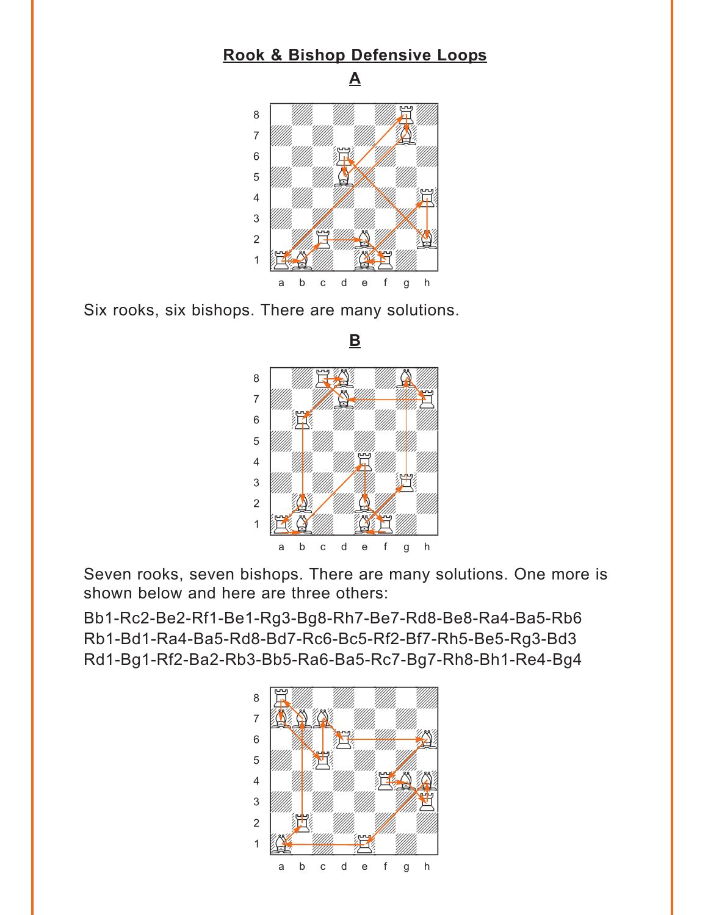## Rook & Bishop Defensive Loops

### A

8
7
6
5
4
3
2
1
a b c d e f g h

Six rooks, six bishops. There are many solutions.

### B

8
7
6
5
4
3
2
1
a b c d e f g h

Seven rooks, seven bishops. There are many solutions. One more is shown below and here are three others:

Bb1-Rc2-Be2-Rf1-Be1-Rg3-Bg8-Rh7-Be7-Rd8-Be8-Ra4-Ba5-Rb6
Rb1-Bd1-Ra4-Ba5-Rd8-Bd7-Rc6-Bc5-Rf2-Bf7-Rh5-Be5-Rg3-Bd3
Rd1-Bg1-Rf2-Ba2-Rb3-Bb5-Ra6-Ba5-Rc7-Bg7-Rh8-Bh1-Re4-Bg4

8
7
6
5
4
3
2
1
a b c d e f g h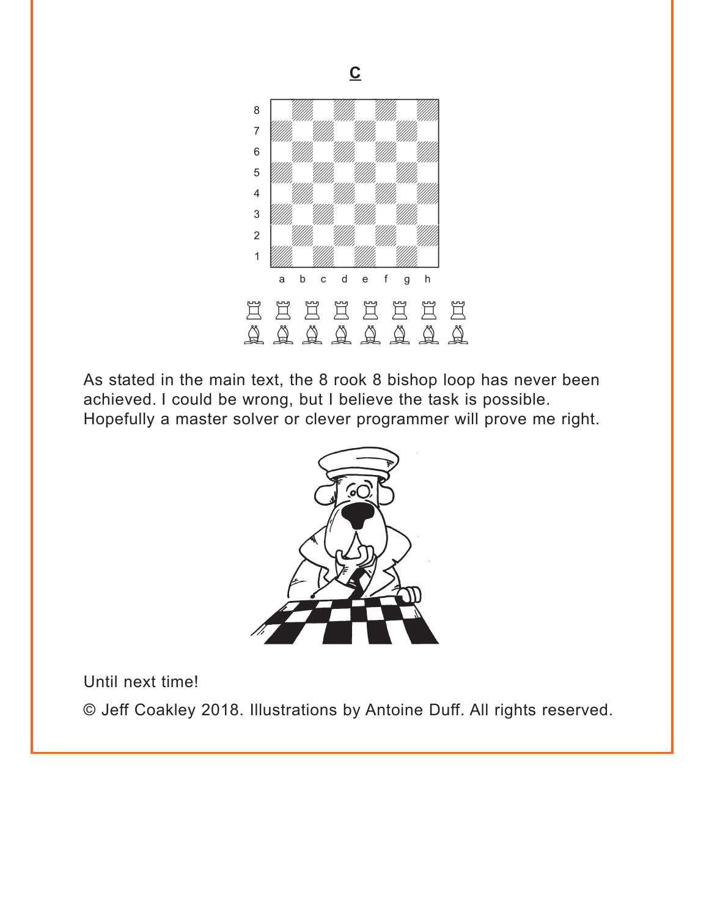**C**

8
7
6
5
4
3
2
1

a b c d e f g h

♖ ♖ ♖ ♖ ♖ ♖ ♖ ♖
♗ ♗ ♗ ♗ ♗ ♗ ♗ ♗

As stated in the main text, the 8 rook 8 bishop loop has never been achieved. I could be wrong, but I believe the task is possible. Hopefully a master solver or clever programmer will prove me right.

Until next time!

© Jeff Coakley 2018. Illustrations by Antoine Duff. All rights reserved.